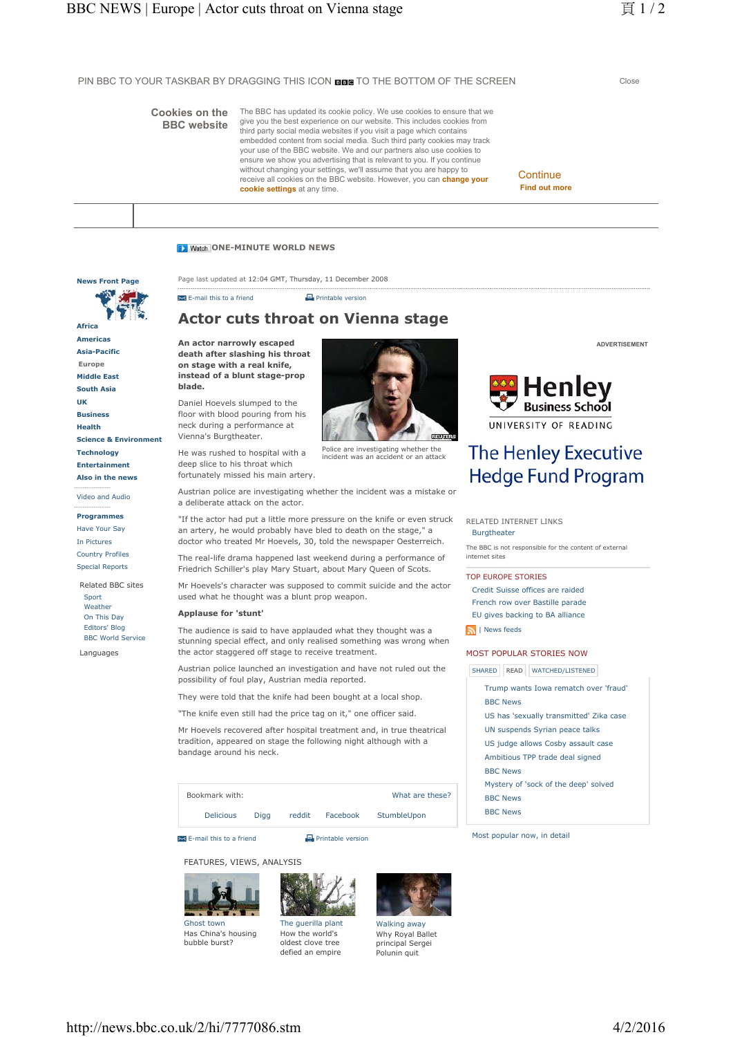PIN BBC TO YOUR TASKBAR BY DRAGGING THIS ICON TO THE BOTTOM OF THE SCREEN

Close

**Cookies on the BBC website**

The BBC has updated its cookie policy. We use cookies to ensure that we give you the best experience on our website. This includes cookies from third party social media websites if you visit a page which contains embedded content from social media. Such third party cookies may track your use of the BBC website. We and our partners also use cookies to ensure we show you advertising that is relevant to you. If you continue without changing your settings, we'll assume that you are happy to receive all cookies on the BBC website. However, you can **change your cookie settings** at any time.

Continue

Find out more

Watch ONE-MINUTE WORLD NEWS

**News Front Page**

**Africa**
**Americas**
**Asia-Pacific**
Europe
**Middle East**
**South Asia**
**UK**
**Business**
**Health**
**Science & Environment**
**Technology**
**Entertainment**
**Also in the news**

Video and Audio

**Programmes**
Have Your Say
In Pictures
Country Profiles
Special Reports

Related BBC sites
- Sport
- Weather
- On This Day
- Editors' Blog
- BBC World Service

Languages

Page last updated at 12:04 GMT, Thursday, 11 December 2008

E-mail this to a friend | Printable version

# Actor cuts throat on Vienna stage

**An actor narrowly escaped death after slashing his throat on stage with a real knife, instead of a blunt stage-prop blade.**

Police are investigating whether the incident was an accident or an attack

Daniel Hoevels slumped to the floor with blood pouring from his neck during a performance at Vienna's Burgtheater.

He was rushed to hospital with a deep slice to his throat which fortunately missed his main artery.

Austrian police are investigating whether the incident was a mistake or a deliberate attack on the actor.

"If the actor had put a little more pressure on the knife or even struck an artery, he would probably have bled to death on the stage," a doctor who treated Mr Hoevels, 30, told the newspaper Oesterreich.

The real-life drama happened last weekend during a performance of Friedrich Schiller's play Mary Stuart, about Mary Queen of Scots.

Mr Hoevels's character was supposed to commit suicide and the actor used what he thought was a blunt prop weapon.

**Applause for 'stunt'**

The audience is said to have applauded what they thought was a stunning special effect, and only realised something was wrong when the actor staggered off stage to receive treatment.

Austrian police launched an investigation and have not ruled out the possibility of foul play, Austrian media reported.

They were told that the knife had been bought at a local shop.

"The knife even still had the price tag on it," one officer said.

Mr Hoevels recovered after hospital treatment and, in true theatrical tradition, appeared on stage the following night although with a bandage around his neck.

Bookmark with: Delicious | Digg | reddit | Facebook | StumbleUpon — What are these?

E-mail this to a friend | Printable version

ADVERTISEMENT

Henley Business School — UNIVERSITY OF READING

The Henley Executive Hedge Fund Program

RELATED INTERNET LINKS
- Burgtheater

The BBC is not responsible for the content of external internet sites

TOP EUROPE STORIES
- Credit Suisse offices are raided
- French row over Bastille parade
- EU gives backing to BA alliance

| News feeds

MOST POPULAR STORIES NOW

SHARED | READ | WATCHED/LISTENED

- Trump wants Iowa rematch over 'fraud'
- BBC News
- US has 'sexually transmitted' Zika case
- UN suspends Syrian peace talks
- US judge allows Cosby assault case
- Ambitious TPP trade deal signed
- BBC News
- Mystery of 'sock of the deep' solved
- BBC News
- BBC News

Most popular now, in detail

FEATURES, VIEWS, ANALYSIS

**Ghost town** — Has China's housing bubble burst?

**The guerilla plant** — How the world's oldest clove tree defied an empire

**Walking away** — Why Royal Ballet principal Sergei Polunin quit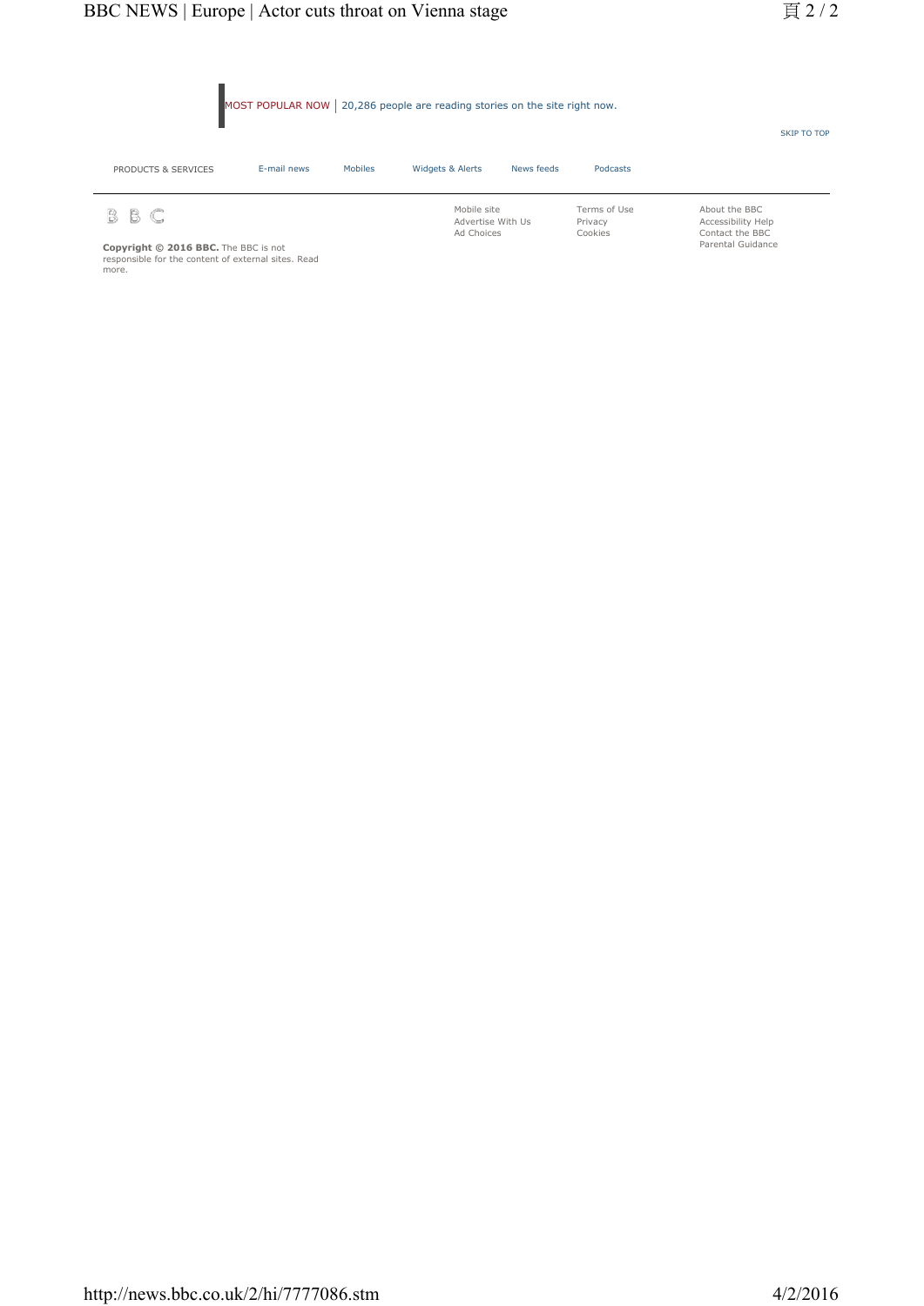MOST POPULAR NOW | 20,286 people are reading stories on the site right now.

SKIP TO TOP

PRODUCTS & SERVICES E-mail news Mobiles Widgets & Alerts News feeds Podcasts

BBC

**Copyright © 2016 BBC.** The BBC is not responsible for the content of external sites. Read more.

Mobile site
Advertise With Us
Ad Choices

Terms of Use
Privacy
Cookies

About the BBC
Accessibility Help
Contact the BBC
Parental Guidance